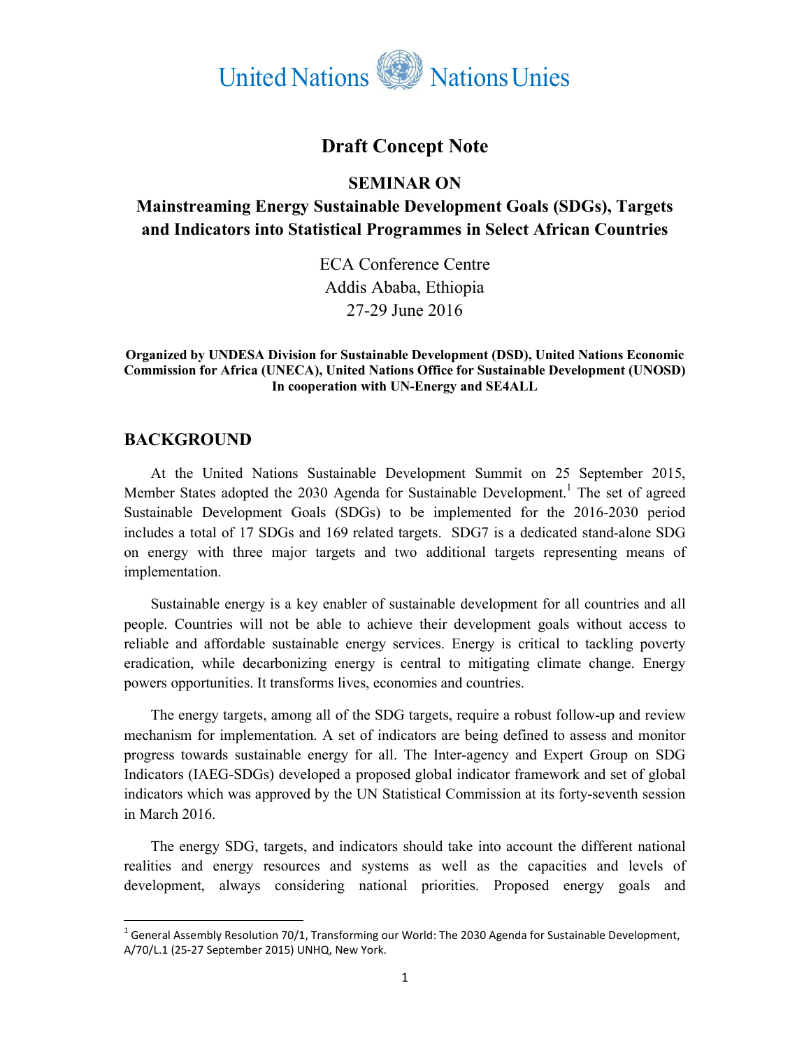United Nations Nations Unies

# Draft Concept Note

## SEMINAR ON
## Mainstreaming Energy Sustainable Development Goals (SDGs), Targets and Indicators into Statistical Programmes in Select African Countries

ECA Conference Centre
Addis Ababa, Ethiopia
27-29 June 2016

**Organized by UNDESA Division for Sustainable Development (DSD), United Nations Economic Commission for Africa (UNECA), United Nations Office for Sustainable Development (UNOSD) In cooperation with UN-Energy and SE4ALL**

## BACKGROUND

At the United Nations Sustainable Development Summit on 25 September 2015, Member States adopted the 2030 Agenda for Sustainable Development.[1] The set of agreed Sustainable Development Goals (SDGs) to be implemented for the 2016-2030 period includes a total of 17 SDGs and 169 related targets. SDG7 is a dedicated stand-alone SDG on energy with three major targets and two additional targets representing means of implementation.

Sustainable energy is a key enabler of sustainable development for all countries and all people. Countries will not be able to achieve their development goals without access to reliable and affordable sustainable energy services. Energy is critical to tackling poverty eradication, while decarbonizing energy is central to mitigating climate change. Energy powers opportunities. It transforms lives, economies and countries.

The energy targets, among all of the SDG targets, require a robust follow-up and review mechanism for implementation. A set of indicators are being defined to assess and monitor progress towards sustainable energy for all. The Inter-agency and Expert Group on SDG Indicators (IAEG-SDGs) developed a proposed global indicator framework and set of global indicators which was approved by the UN Statistical Commission at its forty-seventh session in March 2016.

The energy SDG, targets, and indicators should take into account the different national realities and energy resources and systems as well as the capacities and levels of development, always considering national priorities. Proposed energy goals and

[1] General Assembly Resolution 70/1, Transforming our World: The 2030 Agenda for Sustainable Development, A/70/L.1 (25-27 September 2015) UNHQ, New York.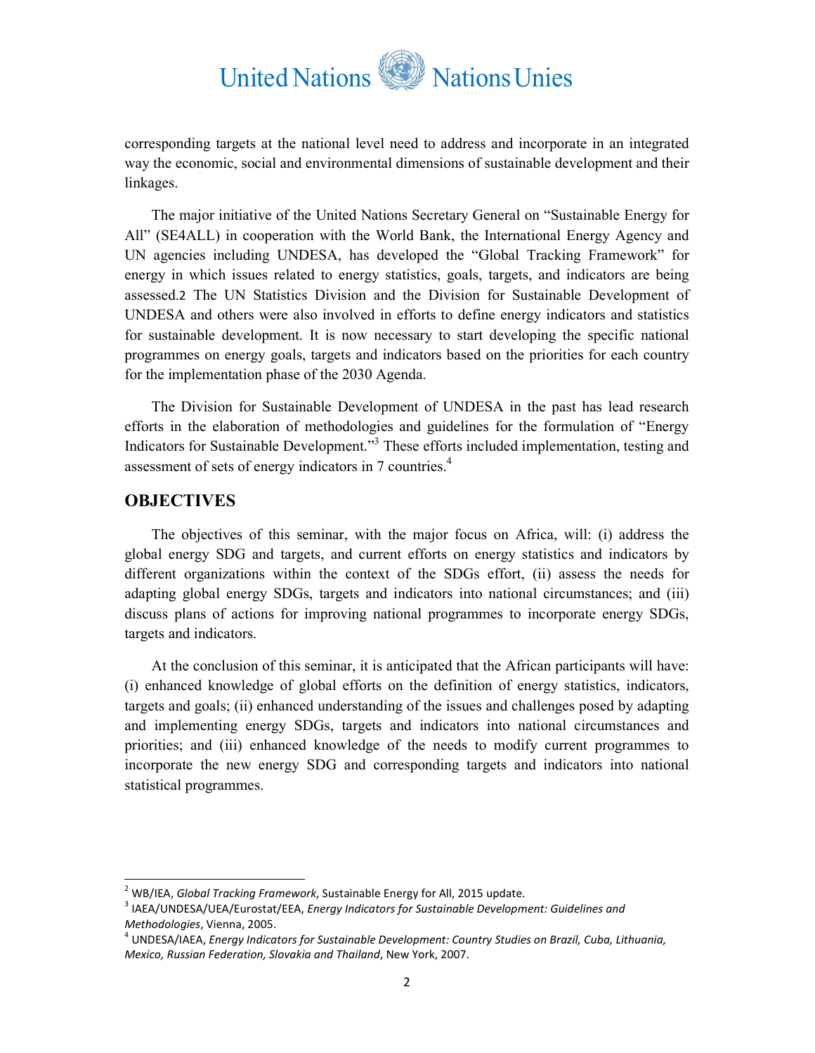corresponding targets at the national level need to address and incorporate in an integrated way the economic, social and environmental dimensions of sustainable development and their linkages.

The major initiative of the United Nations Secretary General on "Sustainable Energy for All" (SE4ALL) in cooperation with the World Bank, the International Energy Agency and UN agencies including UNDESA, has developed the "Global Tracking Framework" for energy in which issues related to energy statistics, goals, targets, and indicators are being assessed.[2] The UN Statistics Division and the Division for Sustainable Development of UNDESA and others were also involved in efforts to define energy indicators and statistics for sustainable development. It is now necessary to start developing the specific national programmes on energy goals, targets and indicators based on the priorities for each country for the implementation phase of the 2030 Agenda.

The Division for Sustainable Development of UNDESA in the past has lead research efforts in the elaboration of methodologies and guidelines for the formulation of "Energy Indicators for Sustainable Development."[3] These efforts included implementation, testing and assessment of sets of energy indicators in 7 countries.[4]

## OBJECTIVES

The objectives of this seminar, with the major focus on Africa, will: (i) address the global energy SDG and targets, and current efforts on energy statistics and indicators by different organizations within the context of the SDGs effort, (ii) assess the needs for adapting global energy SDGs, targets and indicators into national circumstances; and (iii) discuss plans of actions for improving national programmes to incorporate energy SDGs, targets and indicators.

At the conclusion of this seminar, it is anticipated that the African participants will have: (i) enhanced knowledge of global efforts on the definition of energy statistics, indicators, targets and goals; (ii) enhanced understanding of the issues and challenges posed by adapting and implementing energy SDGs, targets and indicators into national circumstances and priorities; and (iii) enhanced knowledge of the needs to modify current programmes to incorporate the new energy SDG and corresponding targets and indicators into national statistical programmes.

---

[2] WB/IEA, *Global Tracking Framework*, Sustainable Energy for All, 2015 update.

[3] IAEA/UNDESA/UEA/Eurostat/EEA, *Energy Indicators for Sustainable Development: Guidelines and Methodologies*, Vienna, 2005.

[4] UNDESA/IAEA, *Energy Indicators for Sustainable Development: Country Studies on Brazil, Cuba, Lithuania, Mexico, Russian Federation, Slovakia and Thailand*, New York, 2007.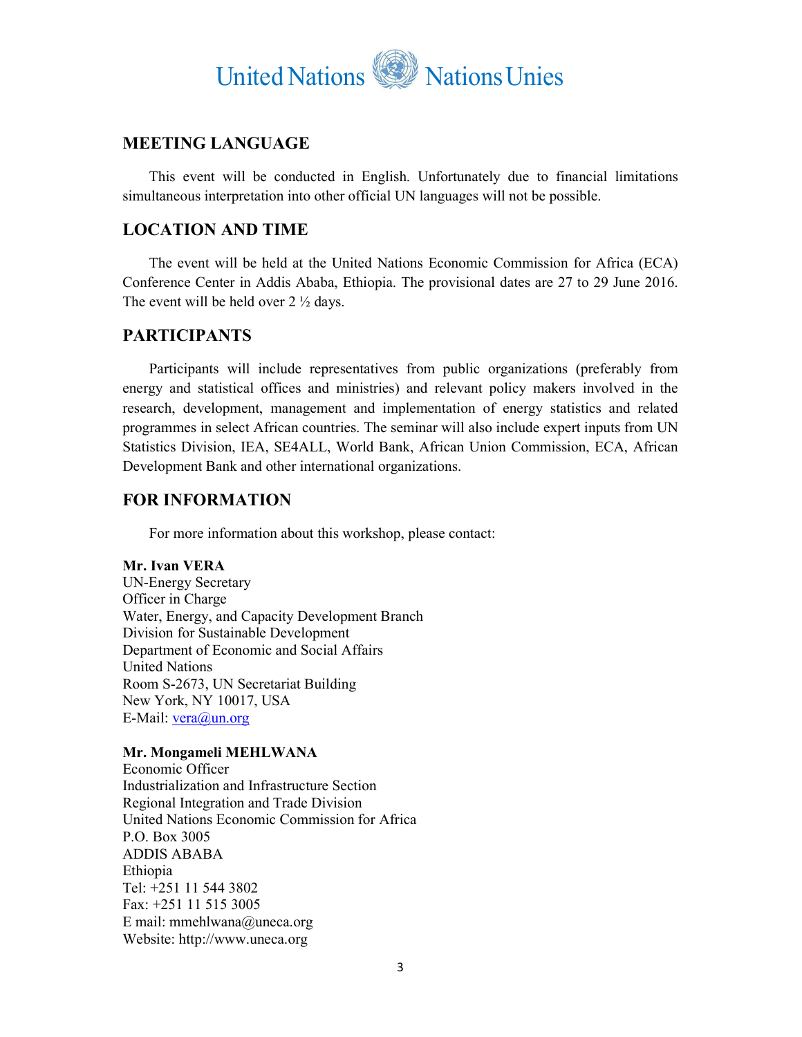## MEETING LANGUAGE

This event will be conducted in English. Unfortunately due to financial limitations simultaneous interpretation into other official UN languages will not be possible.

## LOCATION AND TIME

The event will be held at the United Nations Economic Commission for Africa (ECA) Conference Center in Addis Ababa, Ethiopia. The provisional dates are 27 to 29 June 2016. The event will be held over 2 ½ days.

## PARTICIPANTS

Participants will include representatives from public organizations (preferably from energy and statistical offices and ministries) and relevant policy makers involved in the research, development, management and implementation of energy statistics and related programmes in select African countries. The seminar will also include expert inputs from UN Statistics Division, IEA, SE4ALL, World Bank, African Union Commission, ECA, African Development Bank and other international organizations.

## FOR INFORMATION

For more information about this workshop, please contact:

**Mr. Ivan VERA**
UN-Energy Secretary
Officer in Charge
Water, Energy, and Capacity Development Branch
Division for Sustainable Development
Department of Economic and Social Affairs
United Nations
Room S-2673, UN Secretariat Building
New York, NY 10017, USA
E-Mail: vera@un.org

**Mr. Mongameli MEHLWANA**
Economic Officer
Industrialization and Infrastructure Section
Regional Integration and Trade Division
United Nations Economic Commission for Africa
P.O. Box 3005
ADDIS ABABA
Ethiopia
Tel: +251 11 544 3802
Fax: +251 11 515 3005
E mail: mmehlwana@uneca.org
Website: http://www.uneca.org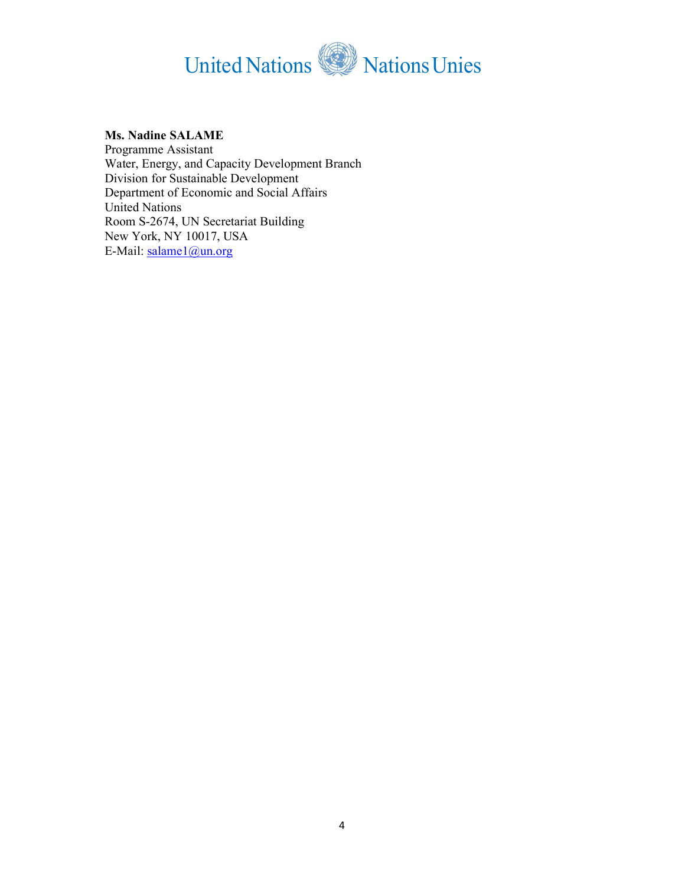United Nations Nations Unies

**Ms. Nadine SALAME**
Programme Assistant
Water, Energy, and Capacity Development Branch
Division for Sustainable Development
Department of Economic and Social Affairs
United Nations
Room S-2674, UN Secretariat Building
New York, NY 10017, USA
E-Mail: salame1@un.org